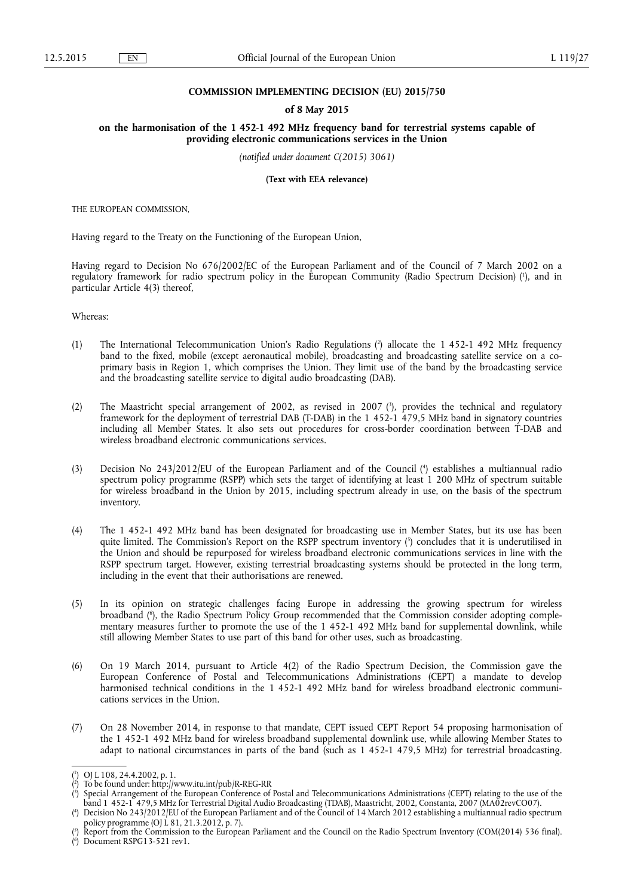**COMMISSION IMPLEMENTING DECISION (EU) 2015/750**

**of 8 May 2015**

**on the harmonisation of the 1 452-1 492 MHz frequency band for terrestrial systems capable of providing electronic communications services in the Union**

*(notified under document C(2015) 3061)*

**(Text with EEA relevance)**

THE EUROPEAN COMMISSION,

Having regard to the Treaty on the Functioning of the European Union,

Having regard to Decision No 676/2002/EC of the European Parliament and of the Council of 7 March 2002 on a regulatory framework for radio spectrum policy in the European Community (Radio Spectrum Decision) [1], and in particular Article 4(3) thereof,

Whereas:

(1) The International Telecommunication Union's Radio Regulations [2] allocate the 1 452-1 492 MHz frequency band to the fixed, mobile (except aeronautical mobile), broadcasting and broadcasting satellite service on a co-primary basis in Region 1, which comprises the Union. They limit use of the band by the broadcasting service and the broadcasting satellite service to digital audio broadcasting (DAB).

(2) The Maastricht special arrangement of 2002, as revised in 2007 [3], provides the technical and regulatory framework for the deployment of terrestrial DAB (T-DAB) in the 1 452-1 479,5 MHz band in signatory countries including all Member States. It also sets out procedures for cross-border coordination between T-DAB and wireless broadband electronic communications services.

(3) Decision No 243/2012/EU of the European Parliament and of the Council [4] establishes a multiannual radio spectrum policy programme (RSPP) which sets the target of identifying at least 1 200 MHz of spectrum suitable for wireless broadband in the Union by 2015, including spectrum already in use, on the basis of the spectrum inventory.

(4) The 1 452-1 492 MHz band has been designated for broadcasting use in Member States, but its use has been quite limited. The Commission's Report on the RSPP spectrum inventory [5] concludes that it is underutilised in the Union and should be repurposed for wireless broadband electronic communications services in line with the RSPP spectrum target. However, existing terrestrial broadcasting systems should be protected in the long term, including in the event that their authorisations are renewed.

(5) In its opinion on strategic challenges facing Europe in addressing the growing spectrum for wireless broadband [6], the Radio Spectrum Policy Group recommended that the Commission consider adopting complementary measures further to promote the use of the 1 452-1 492 MHz band for supplemental downlink, while still allowing Member States to use part of this band for other uses, such as broadcasting.

(6) On 19 March 2014, pursuant to Article 4(2) of the Radio Spectrum Decision, the Commission gave the European Conference of Postal and Telecommunications Administrations (CEPT) a mandate to develop harmonised technical conditions in the 1 452-1 492 MHz band for wireless broadband electronic communications services in the Union.

(7) On 28 November 2014, in response to that mandate, CEPT issued CEPT Report 54 proposing harmonisation of the 1 452-1 492 MHz band for wireless broadband supplemental downlink use, while allowing Member States to adapt to national circumstances in parts of the band (such as 1 452-1 479,5 MHz) for terrestrial broadcasting.

---

[1] OJ L 108, 24.4.2002, p. 1.

[2] To be found under: http://www.itu.int/pub/R-REG-RR

[3] Special Arrangement of the European Conference of Postal and Telecommunications Administrations (CEPT) relating to the use of the band 1 452-1 479,5 MHz for Terrestrial Digital Audio Broadcasting (TDAB), Maastricht, 2002, Constanta, 2007 (MA02revCO07).

[4] Decision No 243/2012/EU of the European Parliament and of the Council of 14 March 2012 establishing a multiannual radio spectrum policy programme (OJ L 81, 21.3.2012, p. 7).

[5] Report from the Commission to the European Parliament and the Council on the Radio Spectrum Inventory (COM(2014) 536 final).

[6] Document RSPG13-521 rev1.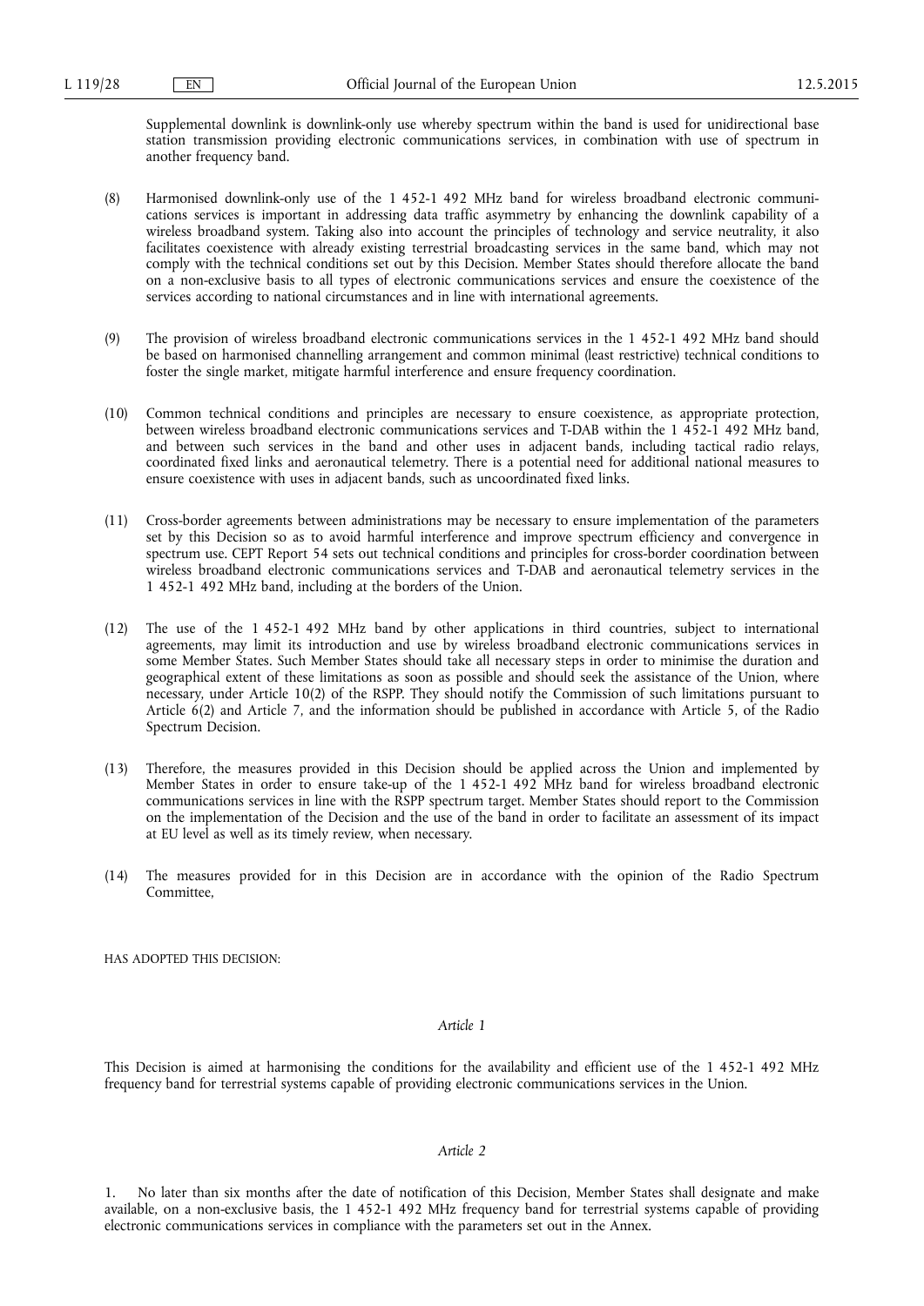Supplemental downlink is downlink-only use whereby spectrum within the band is used for unidirectional base station transmission providing electronic communications services, in combination with use of spectrum in another frequency band.

(8) Harmonised downlink-only use of the 1 452-1 492 MHz band for wireless broadband electronic communications services is important in addressing data traffic asymmetry by enhancing the downlink capability of a wireless broadband system. Taking also into account the principles of technology and service neutrality, it also facilitates coexistence with already existing terrestrial broadcasting services in the same band, which may not comply with the technical conditions set out by this Decision. Member States should therefore allocate the band on a non-exclusive basis to all types of electronic communications services and ensure the coexistence of the services according to national circumstances and in line with international agreements.

(9) The provision of wireless broadband electronic communications services in the 1 452-1 492 MHz band should be based on harmonised channelling arrangement and common minimal (least restrictive) technical conditions to foster the single market, mitigate harmful interference and ensure frequency coordination.

(10) Common technical conditions and principles are necessary to ensure coexistence, as appropriate protection, between wireless broadband electronic communications services and T-DAB within the 1 452-1 492 MHz band, and between such services in the band and other uses in adjacent bands, including tactical radio relays, coordinated fixed links and aeronautical telemetry. There is a potential need for additional national measures to ensure coexistence with uses in adjacent bands, such as uncoordinated fixed links.

(11) Cross-border agreements between administrations may be necessary to ensure implementation of the parameters set by this Decision so as to avoid harmful interference and improve spectrum efficiency and convergence in spectrum use. CEPT Report 54 sets out technical conditions and principles for cross-border coordination between wireless broadband electronic communications services and T-DAB and aeronautical telemetry services in the 1 452-1 492 MHz band, including at the borders of the Union.

(12) The use of the 1 452-1 492 MHz band by other applications in third countries, subject to international agreements, may limit its introduction and use by wireless broadband electronic communications services in some Member States. Such Member States should take all necessary steps in order to minimise the duration and geographical extent of these limitations as soon as possible and should seek the assistance of the Union, where necessary, under Article 10(2) of the RSPP. They should notify the Commission of such limitations pursuant to Article 6(2) and Article 7, and the information should be published in accordance with Article 5, of the Radio Spectrum Decision.

(13) Therefore, the measures provided in this Decision should be applied across the Union and implemented by Member States in order to ensure take-up of the 1 452-1 492 MHz band for wireless broadband electronic communications services in line with the RSPP spectrum target. Member States should report to the Commission on the implementation of the Decision and the use of the band in order to facilitate an assessment of its impact at EU level as well as its timely review, when necessary.

(14) The measures provided for in this Decision are in accordance with the opinion of the Radio Spectrum Committee,

HAS ADOPTED THIS DECISION:

*Article 1*

This Decision is aimed at harmonising the conditions for the availability and efficient use of the 1 452-1 492 MHz frequency band for terrestrial systems capable of providing electronic communications services in the Union.

*Article 2*

1. No later than six months after the date of notification of this Decision, Member States shall designate and make available, on a non-exclusive basis, the 1 452-1 492 MHz frequency band for terrestrial systems capable of providing electronic communications services in compliance with the parameters set out in the Annex.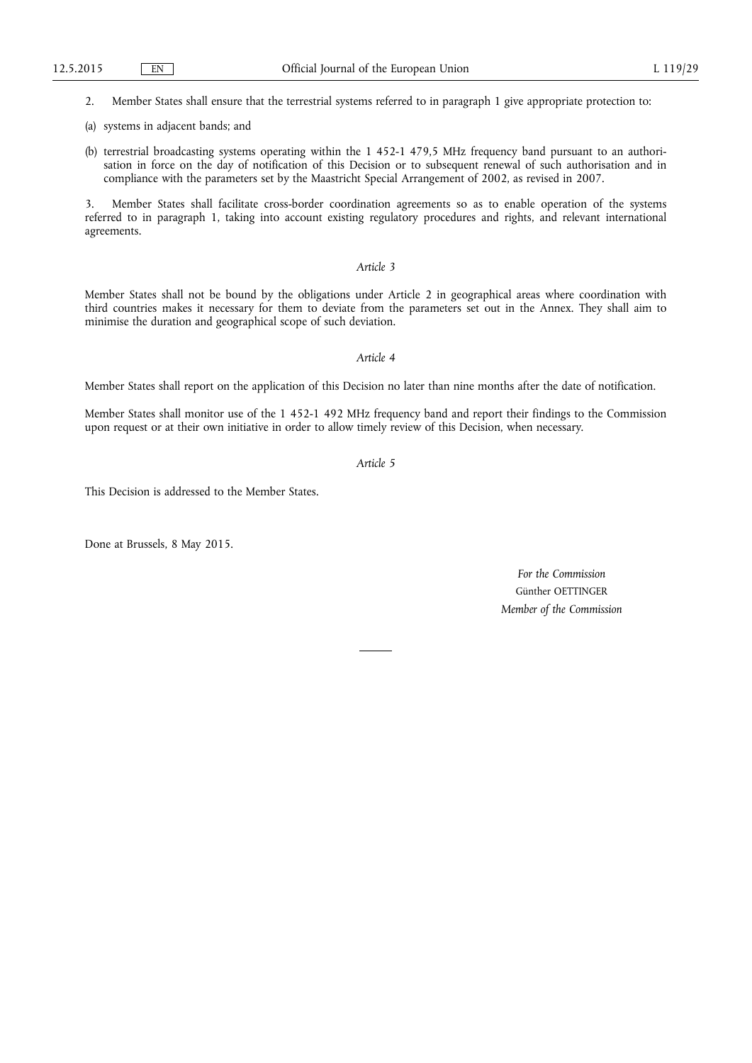2. Member States shall ensure that the terrestrial systems referred to in paragraph 1 give appropriate protection to:

(a) systems in adjacent bands; and

(b) terrestrial broadcasting systems operating within the 1 452-1 479,5 MHz frequency band pursuant to an authorisation in force on the day of notification of this Decision or to subsequent renewal of such authorisation and in compliance with the parameters set by the Maastricht Special Arrangement of 2002, as revised in 2007.

3. Member States shall facilitate cross-border coordination agreements so as to enable operation of the systems referred to in paragraph 1, taking into account existing regulatory procedures and rights, and relevant international agreements.

*Article 3*

Member States shall not be bound by the obligations under Article 2 in geographical areas where coordination with third countries makes it necessary for them to deviate from the parameters set out in the Annex. They shall aim to minimise the duration and geographical scope of such deviation.

*Article 4*

Member States shall report on the application of this Decision no later than nine months after the date of notification.

Member States shall monitor use of the 1 452-1 492 MHz frequency band and report their findings to the Commission upon request or at their own initiative in order to allow timely review of this Decision, when necessary.

*Article 5*

This Decision is addressed to the Member States.

Done at Brussels, 8 May 2015.

*For the Commission*
Günther OETTINGER
*Member of the Commission*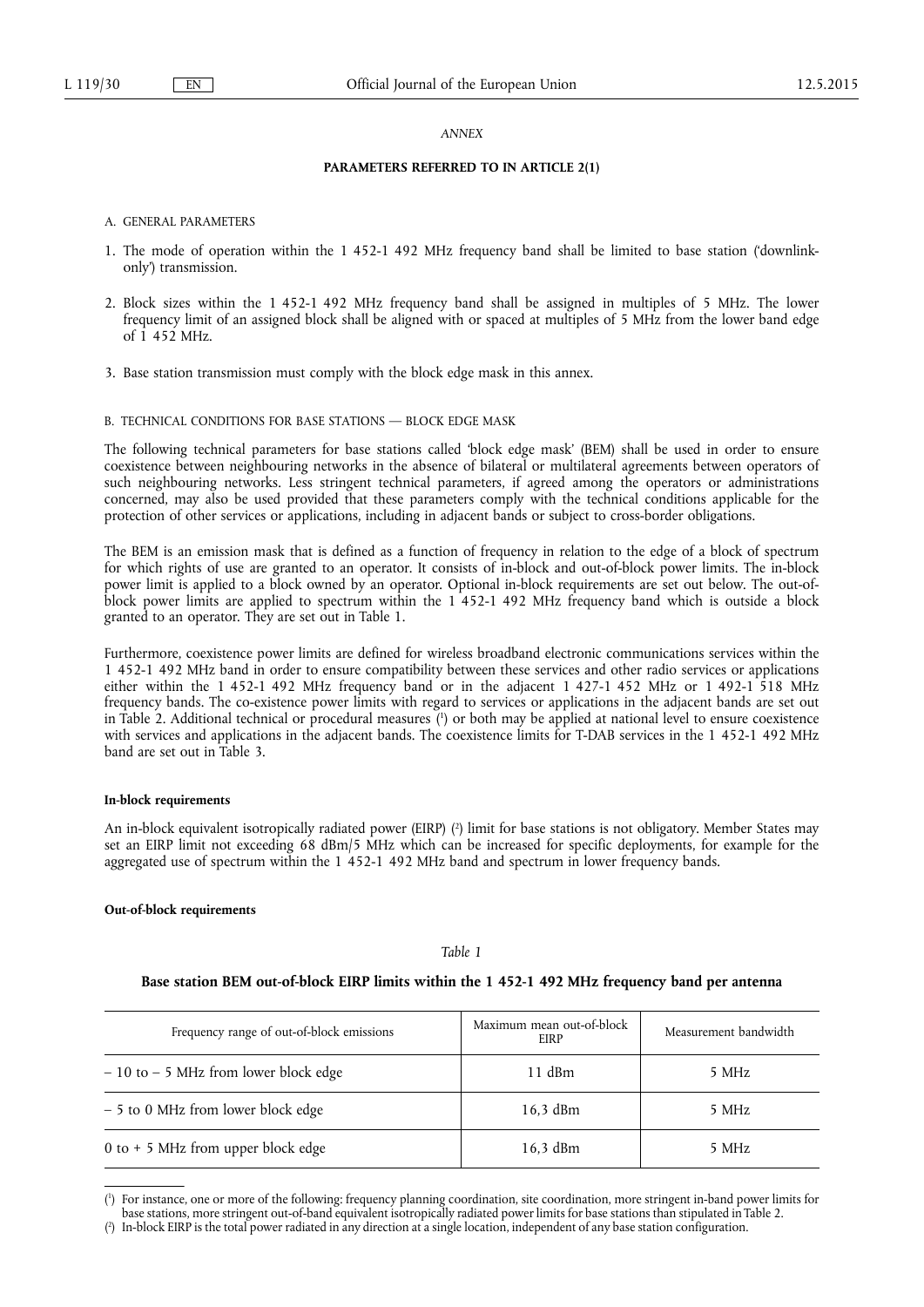*ANNEX*

**PARAMETERS REFERRED TO IN ARTICLE 2(1)**

A. GENERAL PARAMETERS

1. The mode of operation within the 1 452-1 492 MHz frequency band shall be limited to base station ('downlink-only') transmission.

2. Block sizes within the 1 452-1 492 MHz frequency band shall be assigned in multiples of 5 MHz. The lower frequency limit of an assigned block shall be aligned with or spaced at multiples of 5 MHz from the lower band edge of 1 452 MHz.

3. Base station transmission must comply with the block edge mask in this annex.

B. TECHNICAL CONDITIONS FOR BASE STATIONS — BLOCK EDGE MASK

The following technical parameters for base stations called 'block edge mask' (BEM) shall be used in order to ensure coexistence between neighbouring networks in the absence of bilateral or multilateral agreements between operators of such neighbouring networks. Less stringent technical parameters, if agreed among the operators or administrations concerned, may also be used provided that these parameters comply with the technical conditions applicable for the protection of other services or applications, including in adjacent bands or subject to cross-border obligations.

The BEM is an emission mask that is defined as a function of frequency in relation to the edge of a block of spectrum for which rights of use are granted to an operator. It consists of in-block and out-of-block power limits. The in-block power limit is applied to a block owned by an operator. Optional in-block requirements are set out below. The out-of-block power limits are applied to spectrum within the 1 452-1 492 MHz frequency band which is outside a block granted to an operator. They are set out in Table 1.

Furthermore, coexistence power limits are defined for wireless broadband electronic communications services within the 1 452-1 492 MHz band in order to ensure compatibility between these services and other radio services or applications either within the 1 452-1 492 MHz frequency band or in the adjacent 1 427-1 452 MHz or 1 492-1 518 MHz frequency bands. The co-existence power limits with regard to services or applications in the adjacent bands are set out in Table 2. Additional technical or procedural measures [1] or both may be applied at national level to ensure coexistence with services and applications in the adjacent bands. The coexistence limits for T-DAB services in the 1 452-1 492 MHz band are set out in Table 3.

**In-block requirements**

An in-block equivalent isotropically radiated power (EIRP) [2] limit for base stations is not obligatory. Member States may set an EIRP limit not exceeding 68 dBm/5 MHz which can be increased for specific deployments, for example for the aggregated use of spectrum within the 1 452-1 492 MHz band and spectrum in lower frequency bands.

**Out-of-block requirements**

*Table 1*

**Base station BEM out-of-block EIRP limits within the 1 452-1 492 MHz frequency band per antenna**

| Frequency range of out-of-block emissions | Maximum mean out-of-block EIRP | Measurement bandwidth |
|---|---|---|
| – 10 to – 5 MHz from lower block edge | 11 dBm | 5 MHz |
| – 5 to 0 MHz from lower block edge | 16,3 dBm | 5 MHz |
| 0 to + 5 MHz from upper block edge | 16,3 dBm | 5 MHz |

[1] For instance, one or more of the following: frequency planning coordination, site coordination, more stringent in-band power limits for base stations, more stringent out-of-band equivalent isotropically radiated power limits for base stations than stipulated in Table 2.

[2] In-block EIRP is the total power radiated in any direction at a single location, independent of any base station configuration.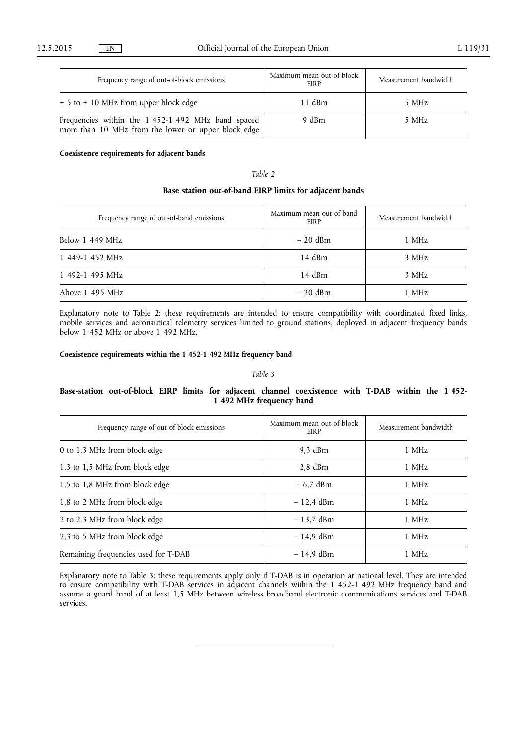| Frequency range of out-of-block emissions | Maximum mean out-of-block EIRP | Measurement bandwidth |
|---|---|---|
| + 5 to + 10 MHz from upper block edge | 11 dBm | 5 MHz |
| Frequencies within the 1 452-1 492 MHz band spaced more than 10 MHz from the lower or upper block edge | 9 dBm | 5 MHz |

**Coexistence requirements for adjacent bands**

*Table 2*

**Base station out-of-band EIRP limits for adjacent bands**

| Frequency range of out-of-band emissions | Maximum mean out-of-band EIRP | Measurement bandwidth |
|---|---|---|
| Below 1 449 MHz | − 20 dBm | 1 MHz |
| 1 449-1 452 MHz | 14 dBm | 3 MHz |
| 1 492-1 495 MHz | 14 dBm | 3 MHz |
| Above 1 495 MHz | − 20 dBm | 1 MHz |

Explanatory note to Table 2: these requirements are intended to ensure compatibility with coordinated fixed links, mobile services and aeronautical telemetry services limited to ground stations, deployed in adjacent frequency bands below 1 452 MHz or above 1 492 MHz.

**Coexistence requirements within the 1 452-1 492 MHz frequency band**

*Table 3*

**Base-station out-of-block EIRP limits for adjacent channel coexistence with T-DAB within the 1 452-1 492 MHz frequency band**

| Frequency range of out-of-block emissions | Maximum mean out-of-block EIRP | Measurement bandwidth |
|---|---|---|
| 0 to 1,3 MHz from block edge | 9,3 dBm | 1 MHz |
| 1,3 to 1,5 MHz from block edge | 2,8 dBm | 1 MHz |
| 1,5 to 1,8 MHz from block edge | − 6,7 dBm | 1 MHz |
| 1,8 to 2 MHz from block edge | − 12,4 dBm | 1 MHz |
| 2 to 2,3 MHz from block edge | − 13,7 dBm | 1 MHz |
| 2,3 to 5 MHz from block edge | − 14,9 dBm | 1 MHz |
| Remaining frequencies used for T-DAB | − 14,9 dBm | 1 MHz |

Explanatory note to Table 3: these requirements apply only if T-DAB is in operation at national level. They are intended to ensure compatibility with T-DAB services in adjacent channels within the 1 452-1 492 MHz frequency band and assume a guard band of at least 1,5 MHz between wireless broadband electronic communications services and T-DAB services.